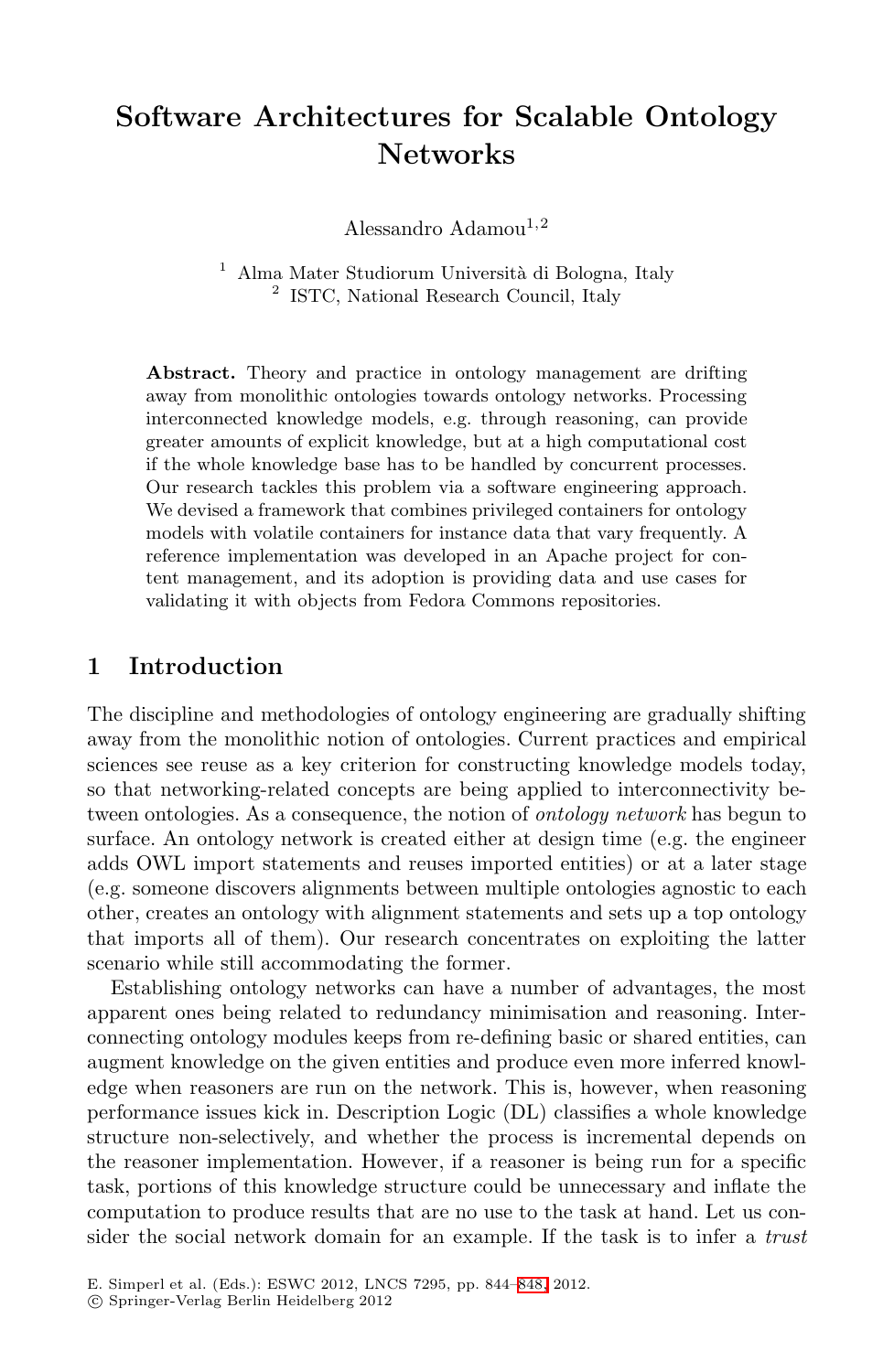# Software Architectures for Scalable Ontology Networks

Alessandro Adamou[1,2]

[1] Alma Mater Studiorum Università di Bologna, Italy
[2] ISTC, National Research Council, Italy

**Abstract.** Theory and practice in ontology management are drifting away from monolithic ontologies towards ontology networks. Processing interconnected knowledge models, e.g. through reasoning, can provide greater amounts of explicit knowledge, but at a high computational cost if the whole knowledge base has to be handled by concurrent processes. Our research tackles this problem via a software engineering approach. We devised a framework that combines privileged containers for ontology models with volatile containers for instance data that vary frequently. A reference implementation was developed in an Apache project for content management, and its adoption is providing data and use cases for validating it with objects from Fedora Commons repositories.

## 1 Introduction

The discipline and methodologies of ontology engineering are gradually shifting away from the monolithic notion of ontologies. Current practices and empirical sciences see reuse as a key criterion for constructing knowledge models today, so that networking-related concepts are being applied to interconnectivity between ontologies. As a consequence, the notion of *ontology network* has begun to surface. An ontology network is created either at design time (e.g. the engineer adds OWL import statements and reuses imported entities) or at a later stage (e.g. someone discovers alignments between multiple ontologies agnostic to each other, creates an ontology with alignment statements and sets up a top ontology that imports all of them). Our research concentrates on exploiting the latter scenario while still accommodating the former.

Establishing ontology networks can have a number of advantages, the most apparent ones being related to redundancy minimisation and reasoning. Interconnecting ontology modules keeps from re-defining basic or shared entities, can augment knowledge on the given entities and produce even more inferred knowledge when reasoners are run on the network. This is, however, when reasoning performance issues kick in. Description Logic (DL) classifies a whole knowledge structure non-selectively, and whether the process is incremental depends on the reasoner implementation. However, if a reasoner is being run for a specific task, portions of this knowledge structure could be unnecessary and inflate the computation to produce results that are no use to the task at hand. Let us consider the social network domain for an example. If the task is to infer a *trust*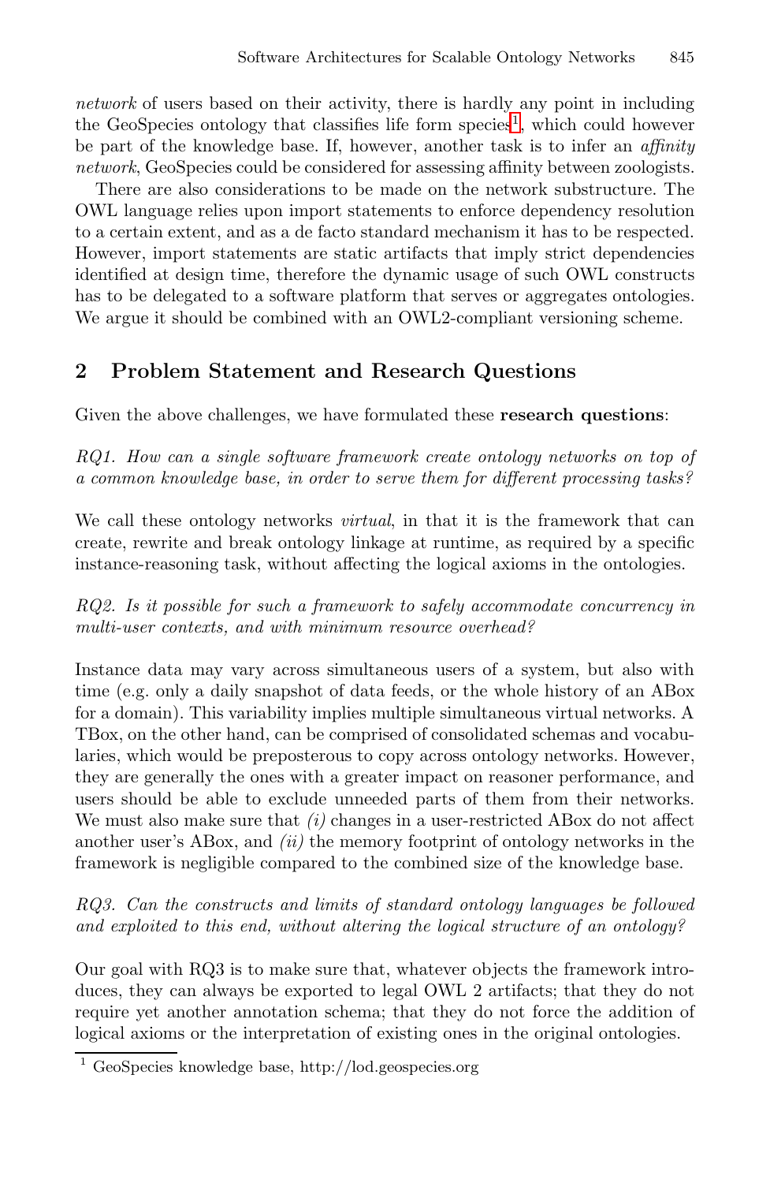*network* of users based on their activity, there is hardly any point in including the GeoSpecies ontology that classifies life form species[1], which could however be part of the knowledge base. If, however, another task is to infer an *affinity network*, GeoSpecies could be considered for assessing affinity between zoologists.

There are also considerations to be made on the network substructure. The OWL language relies upon import statements to enforce dependency resolution to a certain extent, and as a de facto standard mechanism it has to be respected. However, import statements are static artifacts that imply strict dependencies identified at design time, therefore the dynamic usage of such OWL constructs has to be delegated to a software platform that serves or aggregates ontologies. We argue it should be combined with an OWL2-compliant versioning scheme.

## 2 Problem Statement and Research Questions

Given the above challenges, we have formulated these **research questions**:

*RQ1. How can a single software framework create ontology networks on top of a common knowledge base, in order to serve them for different processing tasks?*

We call these ontology networks *virtual*, in that it is the framework that can create, rewrite and break ontology linkage at runtime, as required by a specific instance-reasoning task, without affecting the logical axioms in the ontologies.

*RQ2. Is it possible for such a framework to safely accommodate concurrency in multi-user contexts, and with minimum resource overhead?*

Instance data may vary across simultaneous users of a system, but also with time (e.g. only a daily snapshot of data feeds, or the whole history of an ABox for a domain). This variability implies multiple simultaneous virtual networks. A TBox, on the other hand, can be comprised of consolidated schemas and vocabularies, which would be preposterous to copy across ontology networks. However, they are generally the ones with a greater impact on reasoner performance, and users should be able to exclude unneeded parts of them from their networks. We must also make sure that *(i)* changes in a user-restricted ABox do not affect another user's ABox, and *(ii)* the memory footprint of ontology networks in the framework is negligible compared to the combined size of the knowledge base.

*RQ3. Can the constructs and limits of standard ontology languages be followed and exploited to this end, without altering the logical structure of an ontology?*

Our goal with RQ3 is to make sure that, whatever objects the framework introduces, they can always be exported to legal OWL 2 artifacts; that they do not require yet another annotation schema; that they do not force the addition of logical axioms or the interpretation of existing ones in the original ontologies.

[1] GeoSpecies knowledge base, http://lod.geospecies.org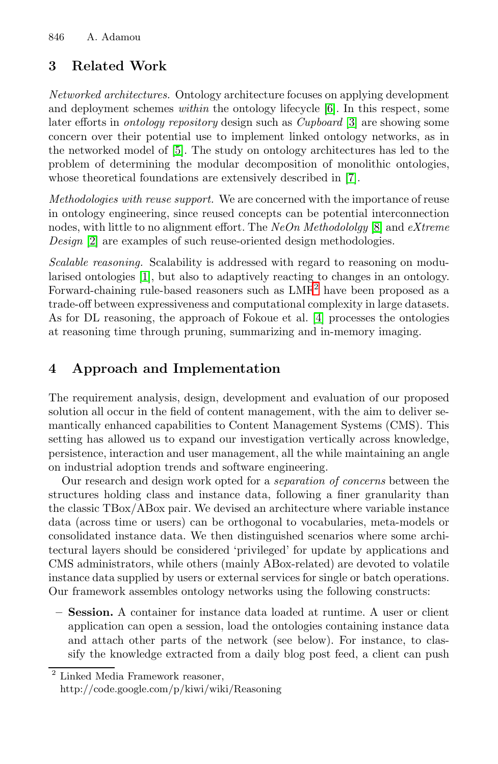## 3 Related Work

*Networked architectures.* Ontology architecture focuses on applying development and deployment schemes *within* the ontology lifecycle [6]. In this respect, some later efforts in *ontology repository* design such as *Cupboard* [3] are showing some concern over their potential use to implement linked ontology networks, as in the networked model of [5]. The study on ontology architectures has led to the problem of determining the modular decomposition of monolithic ontologies, whose theoretical foundations are extensively described in [7].

*Methodologies with reuse support.* We are concerned with the importance of reuse in ontology engineering, since reused concepts can be potential interconnection nodes, with little to no alignment effort. The *NeOn Methodololgy* [8] and *eXtreme Design* [2] are examples of such reuse-oriented design methodologies.

*Scalable reasoning.* Scalability is addressed with regard to reasoning on modularised ontologies [1], but also to adaptively reacting to changes in an ontology. Forward-chaining rule-based reasoners such as LMF[2] have been proposed as a trade-off between expressiveness and computational complexity in large datasets. As for DL reasoning, the approach of Fokoue et al. [4] processes the ontologies at reasoning time through pruning, summarizing and in-memory imaging.

## 4 Approach and Implementation

The requirement analysis, design, development and evaluation of our proposed solution all occur in the field of content management, with the aim to deliver semantically enhanced capabilities to Content Management Systems (CMS). This setting has allowed us to expand our investigation vertically across knowledge, persistence, interaction and user management, all the while maintaining an angle on industrial adoption trends and software engineering.

Our research and design work opted for a *separation of concerns* between the structures holding class and instance data, following a finer granularity than the classic TBox/ABox pair. We devised an architecture where variable instance data (across time or users) can be orthogonal to vocabularies, meta-models or consolidated instance data. We then distinguished scenarios where some architectural layers should be considered 'privileged' for update by applications and CMS administrators, while others (mainly ABox-related) are devoted to volatile instance data supplied by users or external services for single or batch operations. Our framework assembles ontology networks using the following constructs:

- **Session.** A container for instance data loaded at runtime. A user or client application can open a session, load the ontologies containing instance data and attach other parts of the network (see below). For instance, to classify the knowledge extracted from a daily blog post feed, a client can push

[2] Linked Media Framework reasoner, http://code.google.com/p/kiwi/wiki/Reasoning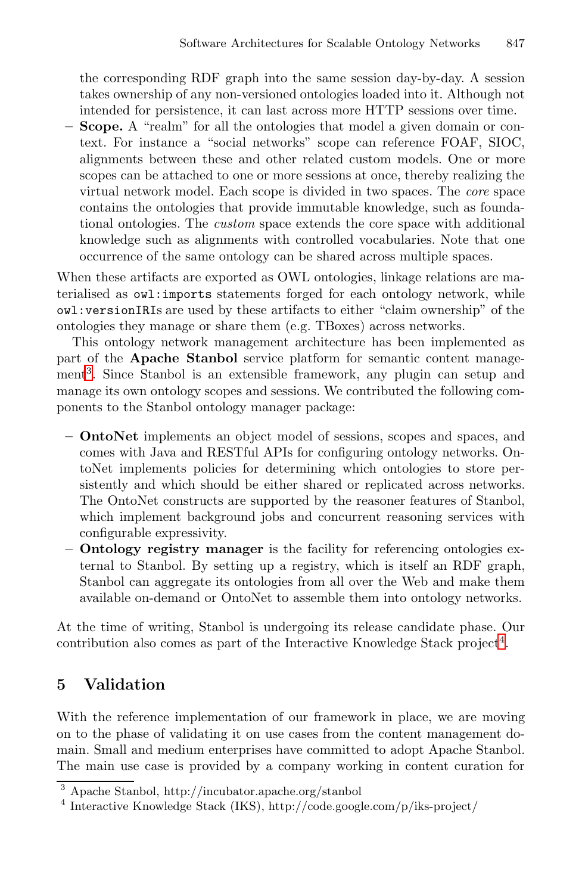the corresponding RDF graph into the same session day-by-day. A session takes ownership of any non-versioned ontologies loaded into it. Although not intended for persistence, it can last across more HTTP sessions over time.

- **Scope.** A "realm" for all the ontologies that model a given domain or context. For instance a "social networks" scope can reference FOAF, SIOC, alignments between these and other related custom models. One or more scopes can be attached to one or more sessions at once, thereby realizing the virtual network model. Each scope is divided in two spaces. The *core* space contains the ontologies that provide immutable knowledge, such as foundational ontologies. The *custom* space extends the core space with additional knowledge such as alignments with controlled vocabularies. Note that one occurrence of the same ontology can be shared across multiple spaces.

When these artifacts are exported as OWL ontologies, linkage relations are materialised as `owl:imports` statements forged for each ontology network, while `owl:versionIRIs` are used by these artifacts to either "claim ownership" of the ontologies they manage or share them (e.g. TBoxes) across networks.

This ontology network management architecture has been implemented as part of the **Apache Stanbol** service platform for semantic content management[3]. Since Stanbol is an extensible framework, any plugin can setup and manage its own ontology scopes and sessions. We contributed the following components to the Stanbol ontology manager package:

- **OntoNet** implements an object model of sessions, scopes and spaces, and comes with Java and RESTful APIs for configuring ontology networks. OntoNet implements policies for determining which ontologies to store persistently and which should be either shared or replicated across networks. The OntoNet constructs are supported by the reasoner features of Stanbol, which implement background jobs and concurrent reasoning services with configurable expressivity.
- **Ontology registry manager** is the facility for referencing ontologies external to Stanbol. By setting up a registry, which is itself an RDF graph, Stanbol can aggregate its ontologies from all over the Web and make them available on-demand or OntoNet to assemble them into ontology networks.

At the time of writing, Stanbol is undergoing its release candidate phase. Our contribution also comes as part of the Interactive Knowledge Stack project[4].

## 5 Validation

With the reference implementation of our framework in place, we are moving on to the phase of validating it on use cases from the content management domain. Small and medium enterprises have committed to adopt Apache Stanbol. The main use case is provided by a company working in content curation for

[3] Apache Stanbol, http://incubator.apache.org/stanbol

[4] Interactive Knowledge Stack (IKS), http://code.google.com/p/iks-project/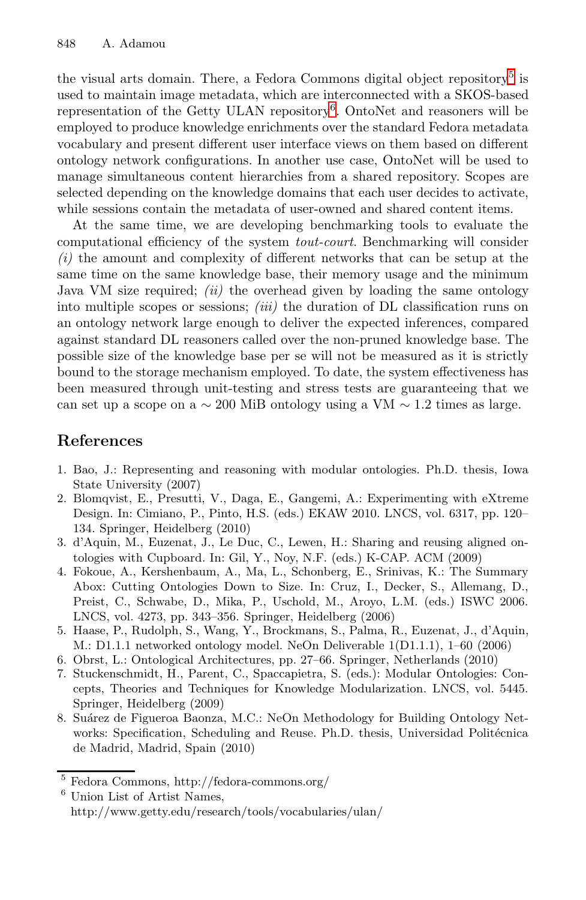the visual arts domain. There, a Fedora Commons digital object repository[5] is used to maintain image metadata, which are interconnected with a SKOS-based representation of the Getty ULAN repository[6]. OntoNet and reasoners will be employed to produce knowledge enrichments over the standard Fedora metadata vocabulary and present different user interface views on them based on different ontology network configurations. In another use case, OntoNet will be used to manage simultaneous content hierarchies from a shared repository. Scopes are selected depending on the knowledge domains that each user decides to activate, while sessions contain the metadata of user-owned and shared content items.

At the same time, we are developing benchmarking tools to evaluate the computational efficiency of the system *tout-court*. Benchmarking will consider *(i)* the amount and complexity of different networks that can be setup at the same time on the same knowledge base, their memory usage and the minimum Java VM size required; *(ii)* the overhead given by loading the same ontology into multiple scopes or sessions; *(iii)* the duration of DL classification runs on an ontology network large enough to deliver the expected inferences, compared against standard DL reasoners called over the non-pruned knowledge base. The possible size of the knowledge base per se will not be measured as it is strictly bound to the storage mechanism employed. To date, the system effectiveness has been measured through unit-testing and stress tests are guaranteeing that we can set up a scope on a $\sim$ 200 MiB ontology using a VM $\sim$ 1.2 times as large.

## References

1. Bao, J.: Representing and reasoning with modular ontologies. Ph.D. thesis, Iowa State University (2007)
2. Blomqvist, E., Presutti, V., Daga, E., Gangemi, A.: Experimenting with eXtreme Design. In: Cimiano, P., Pinto, H.S. (eds.) EKAW 2010. LNCS, vol. 6317, pp. 120–134. Springer, Heidelberg (2010)
3. d'Aquin, M., Euzenat, J., Le Duc, C., Lewen, H.: Sharing and reusing aligned ontologies with Cupboard. In: Gil, Y., Noy, N.F. (eds.) K-CAP. ACM (2009)
4. Fokoue, A., Kershenbaum, A., Ma, L., Schonberg, E., Srinivas, K.: The Summary Abox: Cutting Ontologies Down to Size. In: Cruz, I., Decker, S., Allemang, D., Preist, C., Schwabe, D., Mika, P., Uschold, M., Aroyo, L.M. (eds.) ISWC 2006. LNCS, vol. 4273, pp. 343–356. Springer, Heidelberg (2006)
5. Haase, P., Rudolph, S., Wang, Y., Brockmans, S., Palma, R., Euzenat, J., d'Aquin, M.: D1.1.1 networked ontology model. NeOn Deliverable 1(D1.1.1), 1–60 (2006)
6. Obrst, L.: Ontological Architectures, pp. 27–66. Springer, Netherlands (2010)
7. Stuckenschmidt, H., Parent, C., Spaccapietra, S. (eds.): Modular Ontologies: Concepts, Theories and Techniques for Knowledge Modularization. LNCS, vol. 5445. Springer, Heidelberg (2009)
8. Suárez de Figueroa Baonza, M.C.: NeOn Methodology for Building Ontology Networks: Specification, Scheduling and Reuse. Ph.D. thesis, Universidad Politécnica de Madrid, Madrid, Spain (2010)

---

[5] Fedora Commons, http://fedora-commons.org/

[6] Union List of Artist Names, http://www.getty.edu/research/tools/vocabularies/ulan/